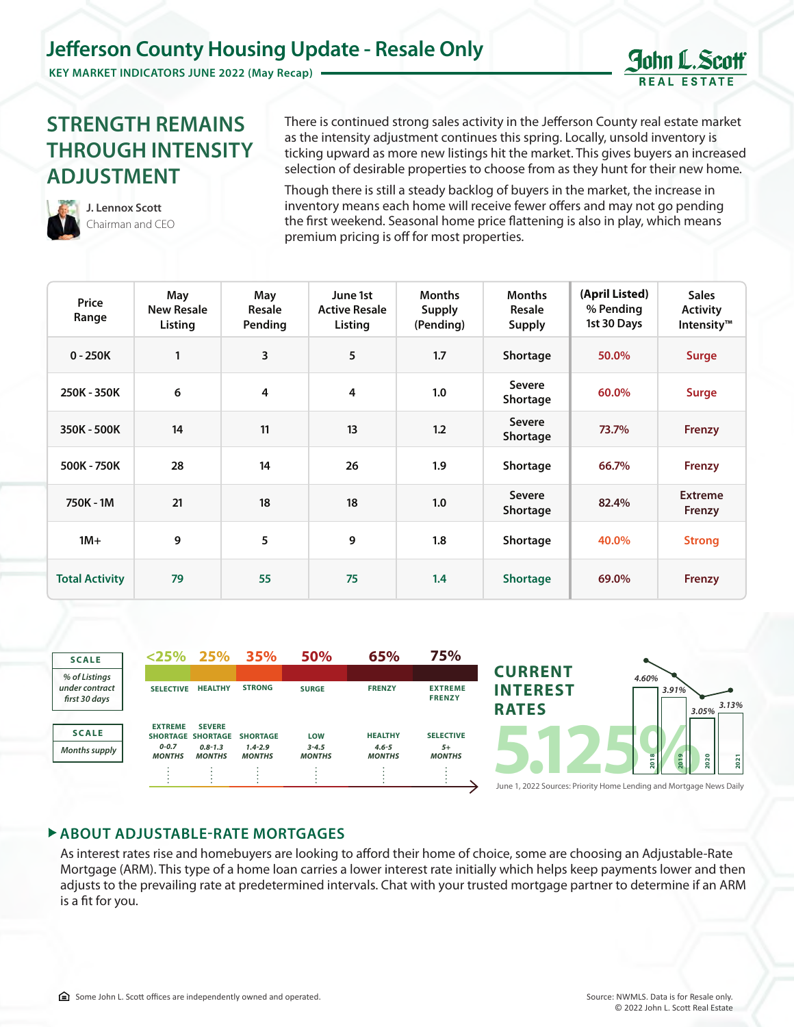# Jefferson County Housing Update - Resale Only

**KEY MARKET INDICATORS JUNE 2022 (May Recap)**

John L. Scott REAL ESTATE

## STRENGTH REMAINS THROUGH INTENSITY ADJUSTMENT

**J. Lennox Scott**
Chairman and CEO

There is continued strong sales activity in the Jefferson County real estate market as the intensity adjustment continues this spring. Locally, unsold inventory is ticking upward as more new listings hit the market. This gives buyers an increased selection of desirable properties to choose from as they hunt for their new home.

Though there is still a steady backlog of buyers in the market, the increase in inventory means each home will receive fewer offers and may not go pending the first weekend. Seasonal home price flattening is also in play, which means premium pricing is off for most properties.

| Price Range | May New Resale Listing | May Resale Pending | June 1st Active Resale Listing | Months Supply (Pending) | Months Resale Supply | (April Listed) % Pending 1st 30 Days | Sales Activity Intensity™ |
|---|---|---|---|---|---|---|---|
| 0 - 250K | 1 | 3 | 5 | 1.7 | Shortage | 50.0% | Surge |
| 250K - 350K | 6 | 4 | 4 | 1.0 | Severe Shortage | 60.0% | Surge |
| 350K - 500K | 14 | 11 | 13 | 1.2 | Severe Shortage | 73.7% | Frenzy |
| 500K - 750K | 28 | 14 | 26 | 1.9 | Shortage | 66.7% | Frenzy |
| 750K - 1M | 21 | 18 | 18 | 1.0 | Severe Shortage | 82.4% | Extreme Frenzy |
| 1M+ | 9 | 5 | 9 | 1.8 | Shortage | 40.0% | Strong |
| **Total Activity** | 79 | 55 | 75 | 1.4 | Shortage | 69.0% | Frenzy |

| SCALE: % of Listings under contract first 30 days | <25% | 25% | 35% | 50% | 65% | 75% |
|---|---|---|---|---|---|---|
| | SELECTIVE | HEALTHY | STRONG | SURGE | FRENZY | EXTREME FRENZY |

| SCALE: Months supply | EXTREME SHORTAGE | SEVERE SHORTAGE | SHORTAGE | LOW | HEALTHY | SELECTIVE |
|---|---|---|---|---|---|---|
| | 0-0.7 MONTHS | 0.8-1.3 MONTHS | 1.4-2.9 MONTHS | 3-4.5 MONTHS | 4.6-5 MONTHS | 5+ MONTHS |

## CURRENT INTEREST RATES

**5.125%**

| 2018 | 2019 | 2020 | 2021 |
|---|---|---|---|
| 4.60% | 3.91% | 3.05% | 3.13% |

June 1, 2022 Sources: Priority Home Lending and Mortgage News Daily

### ▸ ABOUT ADJUSTABLE-RATE MORTGAGES

As interest rates rise and homebuyers are looking to afford their home of choice, some are choosing an Adjustable-Rate Mortgage (ARM). This type of a home loan carries a lower interest rate initially which helps keep payments lower and then adjusts to the prevailing rate at predetermined intervals. Chat with your trusted mortgage partner to determine if an ARM is a fit for you.

Some John L. Scott offices are independently owned and operated.

Source: NWMLS. Data is for Resale only.
© 2022 John L. Scott Real Estate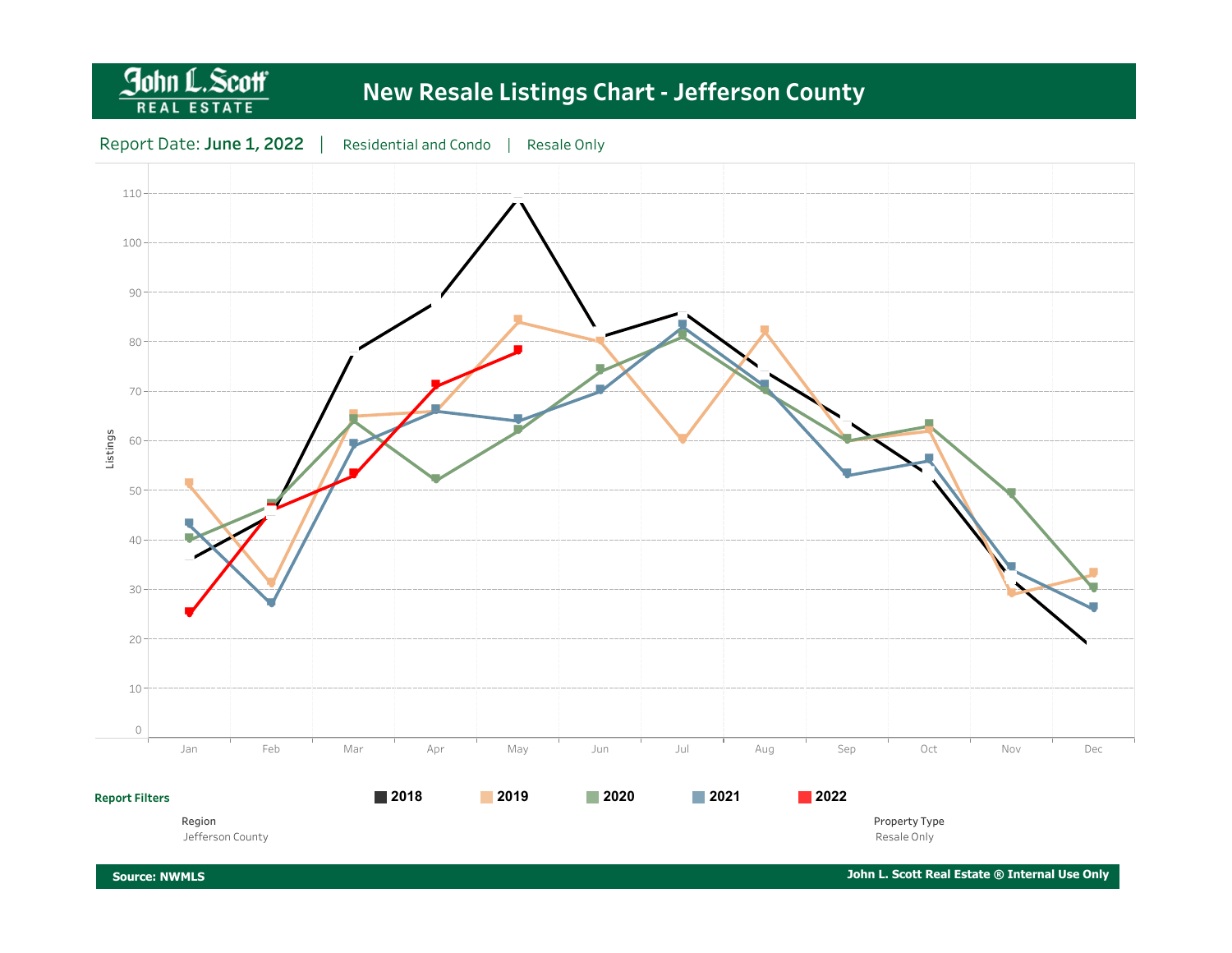# New Resale Listings Chart - Jefferson County

Report Date: **June 1, 2022** | Residential and Condo | Resale Only

Listings

110
100
90
80
70
60
50
40
30
20
10
0

Jan Feb Mar Apr May Jun Jul Aug Sep Oct Nov Dec

**Report Filters**

**2018** **2019** **2020** **2021** **2022**

Region
Jefferson County

Property Type
Resale Only

**Source: NWMLS**

**John L. Scott Real Estate ® Internal Use Only**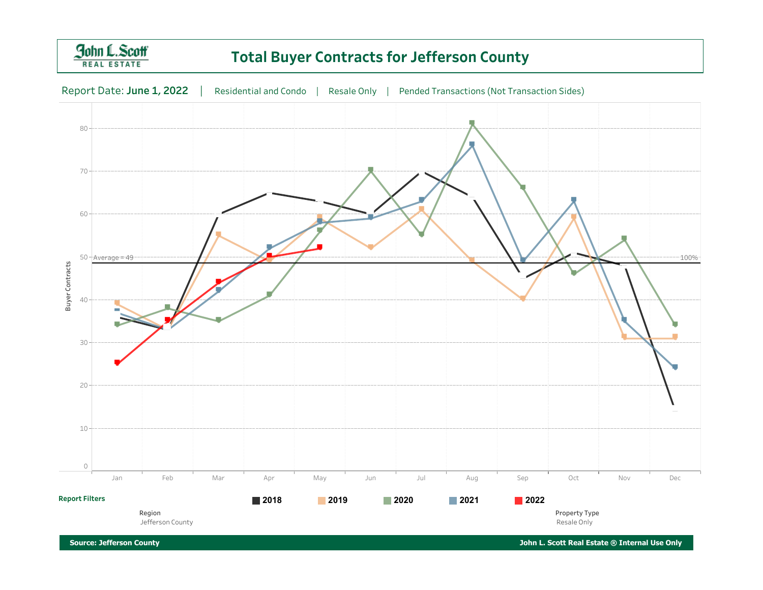# Total Buyer Contracts for Jefferson County

Report Date: **June 1, 2022** | Residential and Condo | Resale Only | Pended Transactions (Not Transaction Sides)

Buyer Contracts

Average = 49

100%

Jan Feb Mar Apr May Jun Jul Aug Sep Oct Nov Dec

**Report Filters**

**2018** **2019** **2020** **2021** **2022**

Region
Jefferson County

Property Type
Resale Only

**Source: Jefferson County** **John L. Scott Real Estate ® Internal Use Only**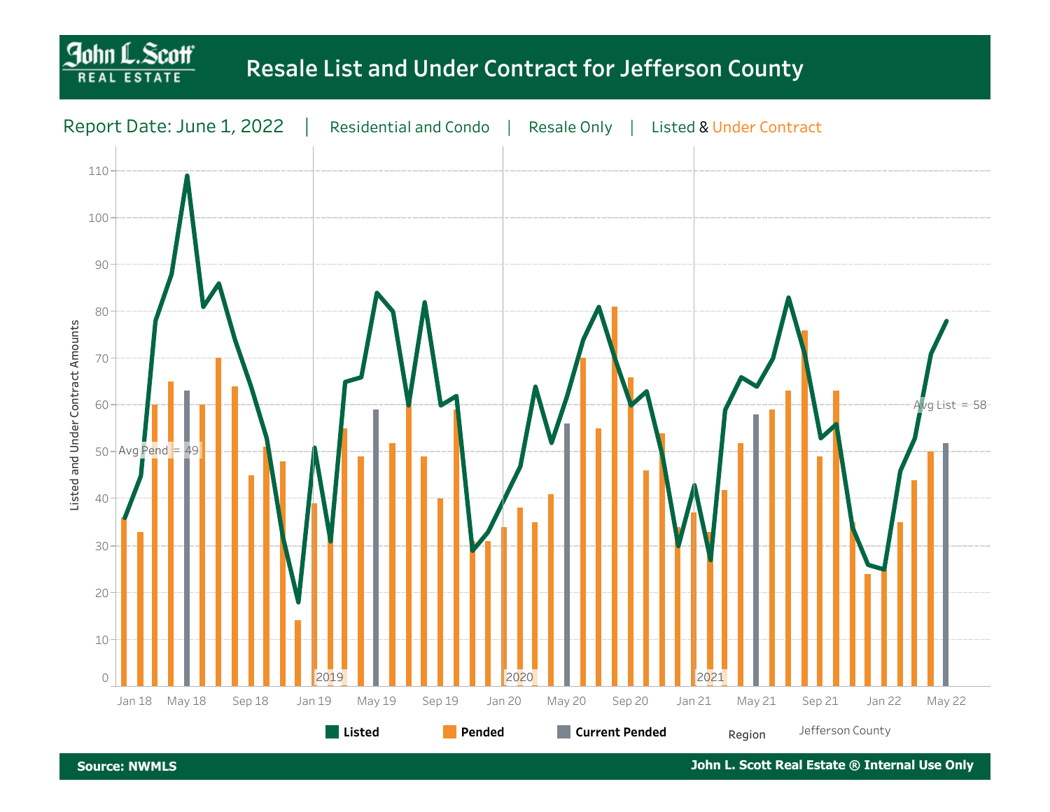# Resale List and Under Contract for Jefferson County

Report Date: June 1, 2022 | Residential and Condo | Resale Only | Listed & Under Contract

Listed and Under Contract Amounts

Avg Pend = 49

Avg List = 58

2019 2020 2021

Jan 18 May 18 Sep 18 Jan 19 May 19 Sep 19 Jan 20 May 20 Sep 20 Jan 21 May 21 Sep 21 Jan 22 May 22

Listed Pended Current Pended

Region: Jefferson County

**Source: NWMLS**

**John L. Scott Real Estate ® Internal Use Only**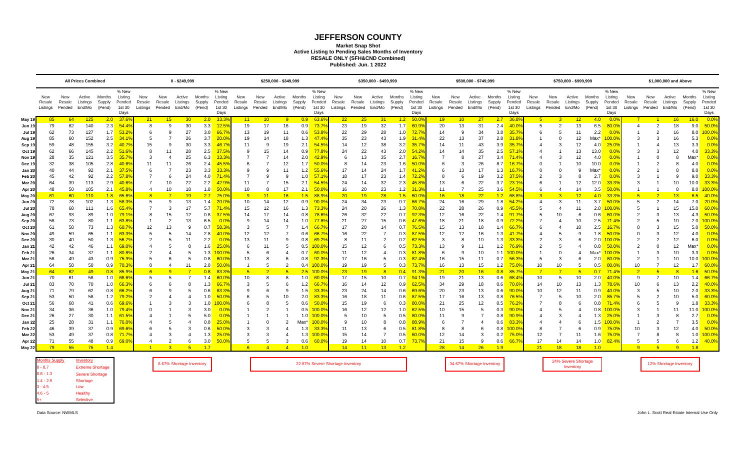# JEFFERSON COUNTY

**Market Snap Shot**
**Active Listing to Pending Sales Months of Inventory**
**RESALE ONLY (SFH&CND Combined)**
**Published: Jun. 1 2022**

| | All Prices Combined | | | | | 0 - $249,999 | | | | | $250,000 - $349,999 | | | | | $350,000 - $499,999 | | | | | $500,000 - $749,999 | | | | | $750,000 - $999,999 | | | | | $1,000,000 and Above | | | | |
|---|---|---|---|---|---|---|---|---|---|---|---|---|---|---|---|---|---|---|---|---|---|---|---|---|---|---|---|---|---|---|---|---|---|---|---|
| | New Resale Listings | New Resale Pended | Active Listings End/Mo | Months Supply (Pend) | % New Listing Pended 1st 30 Days | New Resale Listings | New Resale Pended | Active Listings End/Mo | Months Supply (Pend) | % New Listing Pended 1st 30 Days | New Resale Listings | New Resale Pended | Active Listings End/Mo | Months Supply (Pend) | % New Listing Pended 1st 30 Days | New Resale Listings | New Resale Pended | Active Listings End/Mo | Months Supply (Pend) | % New Listing Pended 1st 30 Days | New Resale Listings | New Resale Pended | Active Listings End/Mo | Months Supply (Pend) | % New Listing Pended 1st 30 Days | New Resale Listings | New Resale Pended | Active Listings End/Mo | Months Supply (Pend) | % New Listing Pended 1st 30 Days | New Resale Listings | New Resale Pended | Active Listings End/Mo | Months Supply (Pend) | % New Listing Pended 1st 30 Days |
| May 19 | 85 | 64 | 125 | 2.0 | 37.6% | 21 | 15 | 30 | 2.0 | 33.3% | 11 | 10 | 9 | 0.9 | 63.6% | 22 | 25 | 31 | 1.2 | 50.0% | 19 | 10 | 27 | 2.7 | 36.8% | 5 | 3 | 12 | 4.0 | 0.0% | 7 | 1 | 16 | 16.0 | 0.0% |
| Jun 19 | 79 | 62 | 140 | 2.3 | 54.4% | 8 | 9 | 30 | 3.3 | 12.5% | 19 | 17 | 16 | 0.9 | 73.7% | 23 | 19 | 32 | 1.7 | 60.9% | 20 | 13 | 31 | 2.4 | 40.0% | 5 | 2 | 13 | 6.5 | 80.0% | 4 | 2 | 18 | 9.0 | 50.0% |
| Jul 19 | 62 | 73 | 127 | 1.7 | 53.2% | 6 | 9 | 27 | 3.0 | 66.7% | 13 | 19 | 11 | 0.6 | 53.8% | 22 | 29 | 28 | 1.0 | 72.7% | 14 | 9 | 34 | 3.8 | 35.7% | 6 | 5 | 11 | 2.2 | 0.0% | 1 | 2 | 16 | 8.0 | 100.0% |
| Aug 19 | 85 | 60 | 152 | 2.5 | 34.1% | 5 | 7 | 26 | 3.7 | 20.0% | 19 | 14 | 18 | 1.3 | 47.4% | 35 | 23 | 43 | 1.9 | 31.4% | 22 | 13 | 37 | 2.8 | 31.8% | 1 | 0 | 12 | Max* | 100.0% | 3 | 3 | 16 | 5.3 | 0.0% |
| Sep 19 | 59 | 48 | 155 | 3.2 | 40.7% | 15 | 9 | 30 | 3.3 | 46.7% | 11 | 9 | 19 | 2.1 | 54.5% | 14 | 12 | 38 | 3.2 | 35.7% | 14 | 11 | 43 | 3.9 | 35.7% | 4 | 3 | 12 | 4.0 | 25.0% | 1 | 4 | 13 | 3.3 | 0.0% |
| Oct 19 | 62 | 66 | 145 | 2.2 | 51.6% | 8 | 11 | 28 | 2.5 | 37.5% | 9 | 15 | 14 | 0.9 | 77.8% | 24 | 22 | 43 | 2.0 | 54.2% | 14 | 14 | 35 | 2.5 | 57.1% | 4 | 1 | 13 | 13.0 | 0.0% | 3 | 3 | 12 | 4.0 | 33.3% |
| Nov 19 | 28 | 35 | 121 | 3.5 | 35.7% | 3 | 4 | 25 | 6.3 | 33.3% | 7 | 7 | 14 | 2.0 | 42.9% | 6 | 13 | 35 | 2.7 | 16.7% | 7 | 8 | 27 | 3.4 | 71.4% | 4 | 3 | 12 | 4.0 | 0.0% | 1 | 0 | 8 | Max* | 0.0% |
| Dec 19 | 32 | 38 | 105 | 2.8 | 40.6% | 11 | 11 | 26 | 2.4 | 45.5% | 6 | 7 | 12 | 1.7 | 50.0% | 8 | 14 | 23 | 1.6 | 50.0% | 6 | 3 | 26 | 8.7 | 16.7% | 0 | 1 | 10 | 10.0 | 0.0% | 1 | 2 | 8 | 4.0 | 0.0% |
| Jan 20 | 40 | 44 | 92 | 2.1 | 37.5% | 6 | 7 | 23 | 3.3 | 33.3% | 9 | 9 | 11 | 1.2 | 55.6% | 17 | 14 | 24 | 1.7 | 41.2% | 6 | 13 | 17 | 1.3 | 16.7% | 0 | 0 | 9 | Max* | 0.0% | 2 | 1 | 8 | 8.0 | 0.0% |
| Feb 20 | 45 | 42 | 92 | 2.2 | 57.8% | 7 | 6 | 24 | 4.0 | 71.4% | 7 | 9 | 9 | 1.0 | 57.1% | 18 | 17 | 23 | 1.4 | 72.2% | 8 | 6 | 19 | 3.2 | 37.5% | 2 | 3 | 8 | 2.7 | 0.0% | 3 | 1 | 9 | 9.0 | 33.3% |
| Mar 20 | 64 | 39 | 113 | 2.9 | 40.6% | 7 | 10 | 22 | 2.2 | 42.9% | 11 | 7 | 15 | 2.1 | 54.5% | 24 | 14 | 32 | 2.3 | 45.8% | 13 | 6 | 22 | 3.7 | 23.1% | 6 | 1 | 12 | 12.0 | 33.3% | 3 | 1 | 10 | 10.0 | 33.3% |
| Apr 20 | 48 | 50 | 105 | 2.1 | 45.8% | 4 | 10 | 18 | 1.8 | 50.0% | 10 | 8 | 17 | 2.1 | 50.0% | 16 | 20 | 23 | 1.2 | 31.3% | 11 | 7 | 25 | 3.6 | 54.5% | 6 | 4 | 14 | 3.5 | 50.0% | 1 | 1 | 8 | 8.0 | 100.0% |
| May 20 | 61 | 60 | 110 | 1.8 | 65.6% | 8 | 7 | 19 | 2.7 | 75.0% | 9 | 11 | 16 | 1.5 | 88.9% | 20 | 19 | 28 | 1.5 | 60.0% | 16 | 18 | 22 | 1.2 | 68.8% | 3 | 3 | 12 | 4.0 | 33.3% | 5 | 2 | 13 | 6.5 | 40.0% |
| Jun 20 | 72 | 78 | 102 | 1.3 | 58.3% | 5 | 9 | 13 | 1.4 | 20.0% | 10 | 14 | 12 | 0.9 | 90.0% | 24 | 34 | 23 | 0.7 | 66.7% | 24 | 16 | 29 | 1.8 | 54.2% | 4 | 3 | 11 | 3.7 | 50.0% | 5 | 2 | 14 | 7.0 | 20.0% |
| Jul 20 | 78 | 68 | 111 | 1.6 | 65.4% | 7 | 3 | 17 | 5.7 | 71.4% | 15 | 12 | 16 | 1.3 | 73.3% | 24 | 20 | 26 | 1.3 | 70.8% | 22 | 28 | 26 | 0.9 | 45.5% | 5 | 4 | 11 | 2.8 | 100.0% | 5 | 1 | 15 | 15.0 | 60.0% |
| Aug 20 | 67 | 93 | 89 | 1.0 | 79.1% | 8 | 15 | 12 | 0.8 | 37.5% | 14 | 17 | 14 | 0.8 | 78.6% | 26 | 32 | 22 | 0.7 | 92.3% | 12 | 16 | 22 | 1.4 | 91.7% | 5 | 10 | 6 | 0.6 | 60.0% | 2 | 3 | 13 | 4.3 | 50.0% |
| Sep 20 | 58 | 73 | 80 | 1.1 | 63.8% | 1 | 2 | 13 | 6.5 | 0.0% | 9 | 14 | 14 | 1.0 | 77.8% | 21 | 27 | 15 | 0.6 | 47.6% | 18 | 21 | 18 | 0.9 | 72.2% | 7 | 4 | 10 | 2.5 | 71.4% | 2 | 5 | 10 | 2.0 | 100.0% |
| Oct 20 | 61 | 58 | 73 | 1.3 | 60.7% | 12 | 13 | 9 | 0.7 | 58.3% | 3 | 5 | 7 | 1.4 | 66.7% | 17 | 20 | 14 | 0.7 | 76.5% | 15 | 13 | 18 | 1.4 | 66.7% | 6 | 4 | 10 | 2.5 | 16.7% | 8 | 3 | 15 | 5.0 | 50.0% |
| Nov 20 | 49 | 59 | 65 | 1.1 | 63.3% | 5 | 5 | 14 | 2.8 | 40.0% | 12 | 12 | 7 | 0.6 | 66.7% | 16 | 22 | 7 | 0.3 | 87.5% | 12 | 12 | 16 | 1.3 | 41.7% | 4 | 5 | 9 | 1.8 | 50.0% | 0 | 3 | 12 | 4.0 | 0.0% |
| Dec 20 | 30 | 40 | 50 | 1.3 | 56.7% | 2 | 5 | 11 | 2.2 | 0.0% | 13 | 11 | 9 | 0.8 | 69.2% | 8 | 11 | 2 | 0.2 | 62.5% | 3 | 8 | 10 | 1.3 | 33.3% | 2 | 3 | 6 | 2.0 | 100.0% | 2 | 2 | 12 | 6.0 | 0.0% |
| Jan 21 | 42 | 42 | 46 | 1.1 | 69.0% | 4 | 5 | 8 | 1.6 | 25.0% | 6 | 11 | 5 | 0.5 | 100.0% | 15 | 12 | 6 | 0.5 | 73.3% | 13 | 9 | 11 | 1.2 | 76.9% | 2 | 5 | 4 | 0.8 | 50.0% | 2 | 0 | 12 | Max* | 0.0% |
| Feb 21 | 26 | 34 | 37 | 1.1 | 80.8% | 2 | 4 | 5 | 1.3 | 100.0% | 5 | 6 | 4 | 0.7 | 60.0% | 11 | 12 | 4 | 0.3 | 81.8% | 6 | 9 | 10 | 1.1 | 100.0% | 1 | 0 | 4 | Max* | 100.0% | 1 | 3 | 10 | 3.3 | 0.0% |
| Mar 21 | 58 | 49 | 43 | 0.9 | 75.9% | 5 | 6 | 5 | 0.8 | 60.0% | 13 | 8 | 6 | 0.8 | 92.3% | 17 | 16 | 5 | 0.3 | 82.4% | 16 | 15 | 11 | 0.7 | 56.3% | 5 | 3 | 6 | 2.0 | 80.0% | 2 | 1 | 10 | 10.0 | 100.0% |
| Apr 21 | 64 | 58 | 50 | 0.9 | 70.3% | 8 | 4 | 11 | 2.8 | 50.0% | 1 | 5 | 2 | 0.4 | 100.0% | 19 | 19 | 5 | 0.3 | 73.7% | 16 | 13 | 15 | 1.2 | 75.0% | 10 | 10 | 5 | 0.5 | 80.0% | 10 | 7 | 12 | 1.7 | 60.0% |
| May 21 | 64 | 62 | 49 | 0.8 | 85.9% | 6 | 9 | 7 | 0.8 | 83.3% | 5 | 2 | 5 | 2.5 | 100.0% | 23 | 19 | 8 | 0.4 | 91.3% | 21 | 20 | 16 | 0.8 | 85.7% | 7 | 7 | 5 | 0.7 | 71.4% | 2 | 5 | 8 | 1.6 | 50.0% |
| Jun 21 | 70 | 61 | 58 | 1.0 | 68.6% | 5 | 5 | 7 | 1.4 | 60.0% | 10 | 8 | 8 | 1.0 | 60.0% | 17 | 15 | 10 | 0.7 | 94.1% | 19 | 21 | 13 | 0.6 | 68.4% | 10 | 5 | 10 | 2.0 | 40.0% | 9 | 7 | 10 | 1.4 | 66.7% |
| Jul 21 | 83 | 70 | 70 | 1.0 | 66.3% | 6 | 6 | 8 | 1.3 | 66.7% | 3 | 5 | 6 | 1.2 | 66.7% | 16 | 14 | 12 | 0.9 | 62.5% | 34 | 29 | 18 | 0.6 | 70.6% | 14 | 10 | 13 | 1.3 | 78.6% | 10 | 6 | 13 | 2.2 | 40.0% |
| Aug 21 | 71 | 79 | 62 | 0.8 | 66.2% | 6 | 9 | 5 | 0.6 | 83.3% | 9 | 6 | 9 | 1.5 | 33.3% | 23 | 24 | 14 | 0.6 | 69.6% | 20 | 23 | 13 | 0.6 | 90.0% | 10 | 12 | 11 | 0.9 | 40.0% | 3 | 5 | 10 | 2.0 | 33.3% |
| Sep 21 | 53 | 50 | 58 | 1.2 | 79.2% | 2 | 4 | 4 | 1.0 | 50.0% | 6 | 5 | 10 | 2.0 | 83.3% | 16 | 18 | 11 | 0.6 | 87.5% | 17 | 16 | 13 | 0.8 | 76.5% | 7 | 5 | 10 | 2.0 | 85.7% | 5 | 2 | 10 | 5.0 | 60.0% |
| Oct 21 | 56 | 68 | 41 | 0.6 | 69.6% | 1 | 3 | 3 | 1.0 | 100.0% | 6 | 8 | 5 | 0.6 | 50.0% | 15 | 19 | 6 | 0.3 | 80.0% | 21 | 25 | 12 | 0.5 | 76.2% | 7 | 8 | 6 | 0.8 | 71.4% | 6 | 5 | 9 | 1.8 | 33.3% |
| Nov 21 | 34 | 36 | 36 | 1.0 | 79.4% | 0 | 1 | 3 | 3.0 | 0.0% | 1 | 2 | 1 | 0.5 | 100.0% | 16 | 12 | 12 | 1.0 | 62.5% | 10 | 15 | 5 | 0.3 | 90.0% | 4 | 5 | 4 | 0.8 | 100.0% | 3 | 1 | 11 | 11.0 | 100.0% |
| Dec 21 | 26 | 27 | 30 | 1.1 | 61.5% | 4 | 1 | 5 | 5.0 | 0.0% | 1 | 1 | 1 | 1.0 | 100.0% | 5 | 10 | 5 | 0.5 | 80.0% | 11 | 9 | 7 | 0.8 | 90.9% | 4 | 3 | 4 | 1.3 | 25.0% | 1 | 3 | 8 | 2.7 | 0.0% |
| Jan 22 | 25 | 28 | 31 | 1.1 | 76.0% | 4 | 5 | 4 | 0.8 | 25.0% | 1 | 0 | 2 | Max* | 100.0% | 9 | 10 | 8 | 0.8 | 88.9% | 6 | 7 | 4 | 0.6 | 83.3% | 4 | 4 | 6 | 1.5 | 100.0% | 1 | 2 | 7 | 3.5 | 0.0% |
| Feb 22 | 46 | 39 | 37 | 0.9 | 69.6% | 6 | 5 | 3 | 0.6 | 50.0% | 3 | 3 | 4 | 1.3 | 33.3% | 11 | 13 | 6 | 0.5 | 81.8% | 8 | 8 | 6 | 0.8 | 100.0% | 8 | 7 | 6 | 0.9 | 75.0% | 10 | 3 | 12 | 4.0 | 50.0% |
| Mar 22 | 53 | 49 | 37 | 0.8 | 71.7% | 4 | 3 | 4 | 1.3 | 25.0% | 3 | 3 | 4 | 1.3 | 100.0% | 15 | 14 | 7 | 0.5 | 60.0% | 12 | 14 | 3 | 0.2 | 75.0% | 12 | 7 | 11 | 1.6 | 75.0% | 7 | 8 | 8 | 1.0 | 100.0% |
| Apr 22 | 71 | 55 | 48 | 0.9 | 69.0% | 4 | 2 | 6 | 3.0 | 50.0% | 5 | 5 | 3 | 0.6 | 60.0% | 19 | 14 | 10 | 0.7 | 73.7% | 21 | 15 | 9 | 0.6 | 66.7% | 17 | 14 | 14 | 1.0 | 82.4% | 5 | 5 | 6 | 1.2 | 40.0% |
| May 22 | 79 | 55 | 75 | 1.4 | | 1 | 3 | 5 | 1.7 | | 6 | 4 | 4 | 1.0 | | 14 | 11 | 13 | 1.2 | | 28 | 14 | 26 | 1.9 | | 21 | 18 | 18 | 1.0 | | 9 | 5 | 9 | 1.8 | |

| Months Supply | Inventory |
|---|---|
| 0 - 0.7 | Extreme Shortage |
| 0.8 - 1.3 | Severe Shortage |
| 1.4 - 2.9 | Shortage |
| 3 - 4.5 | Low |
| 4.6 - 5 | Healthy |
| 5+ | Selective |

0 - $249,999: 6.67% Shortage Inventory

$250,000 - $349,999: 22.67% Severe Shortage Inventory

$500,000 - $749,999: 34.67% Shortage Inventory

$750,000 - $999,999: 24% Severe Shortage Inventory

$1,000,000 and Above: 12% Shortage Inventory

Data Source: NWMLS

John L. Scott Real Estate Internal Use Only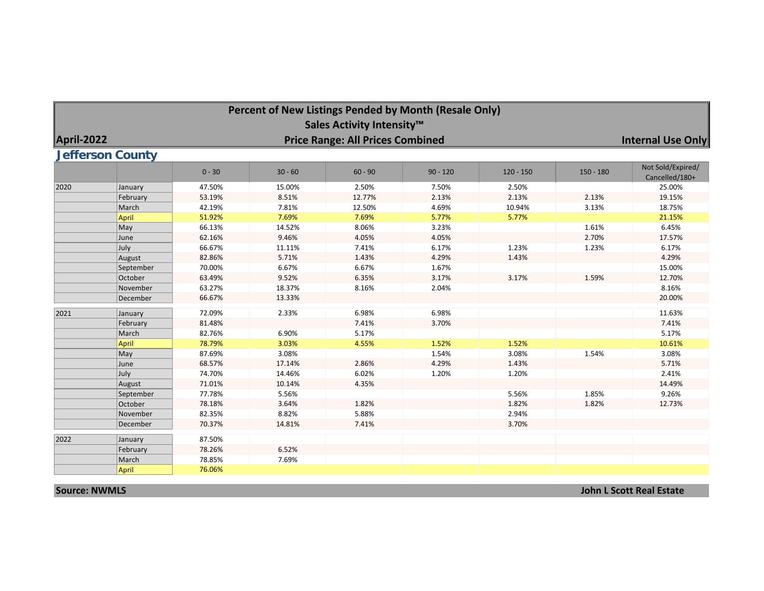# Percent of New Listings Pended by Month (Resale Only)

## Sales Activity Intensity™

**April-2022** — **Price Range: All Prices Combined** — **Internal Use Only**

## Jefferson County

| | | 0 - 30 | 30 - 60 | 60 - 90 | 90 - 120 | 120 - 150 | 150 - 180 | Not Sold/Expired/ Cancelled/180+ |
|---|---|---|---|---|---|---|---|---|
| 2020 | January | 47.50% | 15.00% | 2.50% | 7.50% | 2.50% | | 25.00% |
| | February | 53.19% | 8.51% | 12.77% | 2.13% | 2.13% | 2.13% | 19.15% |
| | March | 42.19% | 7.81% | 12.50% | 4.69% | 10.94% | 3.13% | 18.75% |
| | April | 51.92% | 7.69% | 7.69% | 5.77% | 5.77% | | 21.15% |
| | May | 66.13% | 14.52% | 8.06% | 3.23% | | 1.61% | 6.45% |
| | June | 62.16% | 9.46% | 4.05% | 4.05% | | 2.70% | 17.57% |
| | July | 66.67% | 11.11% | 7.41% | 6.17% | 1.23% | 1.23% | 6.17% |
| | August | 82.86% | 5.71% | 1.43% | 4.29% | 1.43% | | 4.29% |
| | September | 70.00% | 6.67% | 6.67% | 1.67% | | | 15.00% |
| | October | 63.49% | 9.52% | 6.35% | 3.17% | 3.17% | 1.59% | 12.70% |
| | November | 63.27% | 18.37% | 8.16% | 2.04% | | | 8.16% |
| | December | 66.67% | 13.33% | | | | | 20.00% |
| 2021 | January | 72.09% | 2.33% | 6.98% | 6.98% | | | 11.63% |
| | February | 81.48% | | 7.41% | 3.70% | | | 7.41% |
| | March | 82.76% | 6.90% | 5.17% | | | | 5.17% |
| | April | 78.79% | 3.03% | 4.55% | 1.52% | 1.52% | | 10.61% |
| | May | 87.69% | 3.08% | | 1.54% | 3.08% | 1.54% | 3.08% |
| | June | 68.57% | 17.14% | 2.86% | 4.29% | 1.43% | | 5.71% |
| | July | 74.70% | 14.46% | 6.02% | 1.20% | 1.20% | | 2.41% |
| | August | 71.01% | 10.14% | 4.35% | | | | 14.49% |
| | September | 77.78% | 5.56% | | | 5.56% | 1.85% | 9.26% |
| | October | 78.18% | 3.64% | 1.82% | | 1.82% | 1.82% | 12.73% |
| | November | 82.35% | 8.82% | 5.88% | | 2.94% | | |
| | December | 70.37% | 14.81% | 7.41% | | 3.70% | | |
| 2022 | January | 87.50% | | | | | | |
| | February | 78.26% | 6.52% | | | | | |
| | March | 78.85% | 7.69% | | | | | |
| | April | 76.06% | | | | | | |

**Source: NWMLS** — **John L Scott Real Estate**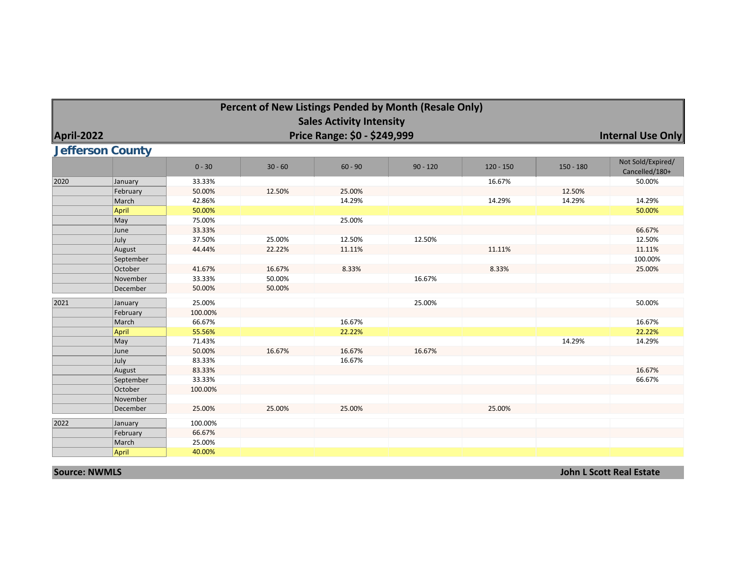# Percent of New Listings Pended by Month (Resale Only)

## Sales Activity Intensity

**April-2022** — **Price Range: $0 - $249,999** — **Internal Use Only**

## Jefferson County

| | | 0 - 30 | 30 - 60 | 60 - 90 | 90 - 120 | 120 - 150 | 150 - 180 | Not Sold/Expired/ Cancelled/180+ |
|---|---|---|---|---|---|---|---|---|
| 2020 | January | 33.33% | | | | 16.67% | | 50.00% |
| | February | 50.00% | 12.50% | 25.00% | | | 12.50% | |
| | March | 42.86% | | 14.29% | | 14.29% | 14.29% | 14.29% |
| | April | 50.00% | | | | | | 50.00% |
| | May | 75.00% | | 25.00% | | | | |
| | June | 33.33% | | | | | | 66.67% |
| | July | 37.50% | 25.00% | 12.50% | 12.50% | | | 12.50% |
| | August | 44.44% | 22.22% | 11.11% | | 11.11% | | 11.11% |
| | September | | | | | | | 100.00% |
| | October | 41.67% | 16.67% | 8.33% | | 8.33% | | 25.00% |
| | November | 33.33% | 50.00% | | 16.67% | | | |
| | December | 50.00% | 50.00% | | | | | |
| 2021 | January | 25.00% | | | 25.00% | | | 50.00% |
| | February | 100.00% | | | | | | |
| | March | 66.67% | | 16.67% | | | | 16.67% |
| | April | 55.56% | | 22.22% | | | | 22.22% |
| | May | 71.43% | | | | | 14.29% | 14.29% |
| | June | 50.00% | 16.67% | 16.67% | 16.67% | | | |
| | July | 83.33% | | 16.67% | | | | |
| | August | 83.33% | | | | | | 16.67% |
| | September | 33.33% | | | | | | 66.67% |
| | October | 100.00% | | | | | | |
| | November | | | | | | | |
| | December | 25.00% | 25.00% | 25.00% | | 25.00% | | |
| 2022 | January | 100.00% | | | | | | |
| | February | 66.67% | | | | | | |
| | March | 25.00% | | | | | | |
| | April | 40.00% | | | | | | |

**Source: NWMLS** — **John L Scott Real Estate**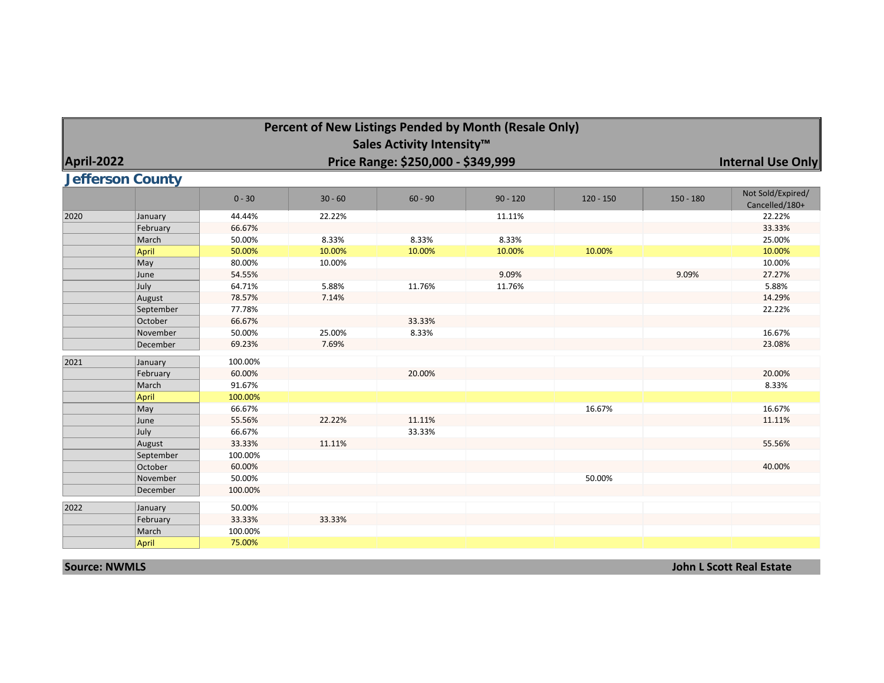# Percent of New Listings Pended by Month (Resale Only)

## Sales Activity Intensity™

**April-2022** | **Price Range: $250,000 - $349,999** | **Internal Use Only**

## Jefferson County

| | | 0 - 30 | 30 - 60 | 60 - 90 | 90 - 120 | 120 - 150 | 150 - 180 | Not Sold/Expired/Cancelled/180+ |
|---|---|---|---|---|---|---|---|---|
| 2020 | January | 44.44% | 22.22% | | 11.11% | | | 22.22% |
| | February | 66.67% | | | | | | 33.33% |
| | March | 50.00% | 8.33% | 8.33% | 8.33% | | | 25.00% |
| | April | 50.00% | 10.00% | 10.00% | 10.00% | 10.00% | | 10.00% |
| | May | 80.00% | 10.00% | | | | | 10.00% |
| | June | 54.55% | | | 9.09% | | 9.09% | 27.27% |
| | July | 64.71% | 5.88% | 11.76% | 11.76% | | | 5.88% |
| | August | 78.57% | 7.14% | | | | | 14.29% |
| | September | 77.78% | | | | | | 22.22% |
| | October | 66.67% | | 33.33% | | | | |
| | November | 50.00% | 25.00% | 8.33% | | | | 16.67% |
| | December | 69.23% | 7.69% | | | | | 23.08% |
| 2021 | January | 100.00% | | | | | | |
| | February | 60.00% | | 20.00% | | | | 20.00% |
| | March | 91.67% | | | | | | 8.33% |
| | April | 100.00% | | | | | | |
| | May | 66.67% | | | | 16.67% | | 16.67% |
| | June | 55.56% | 22.22% | 11.11% | | | | 11.11% |
| | July | 66.67% | | 33.33% | | | | |
| | August | 33.33% | 11.11% | | | | | 55.56% |
| | September | 100.00% | | | | | | |
| | October | 60.00% | | | | | | 40.00% |
| | November | 50.00% | | | | 50.00% | | |
| | December | 100.00% | | | | | | |
| 2022 | January | 50.00% | | | | | | |
| | February | 33.33% | 33.33% | | | | | |
| | March | 100.00% | | | | | | |
| | April | 75.00% | | | | | | |

**Source: NWMLS** | **John L Scott Real Estate**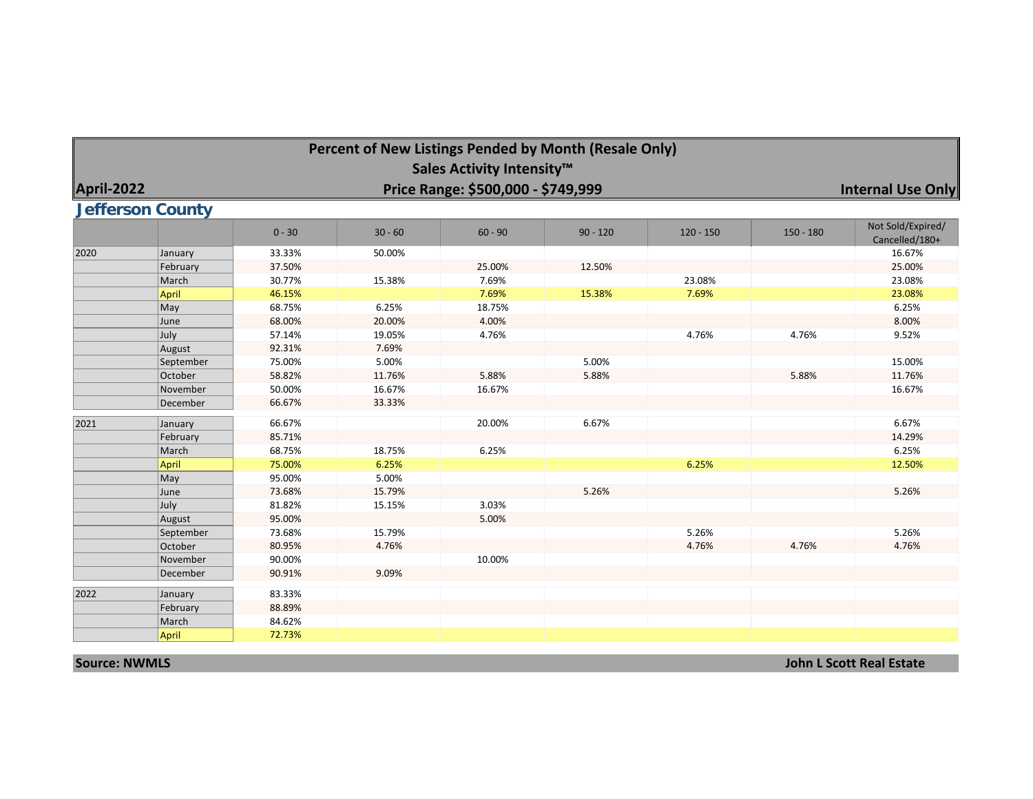# Percent of New Listings Pended by Month (Resale Only)

## Sales Activity Intensity™

**April-2022** — **Price Range: $500,000 - $749,999** — **Internal Use Only**

## Jefferson County

| | | 0 - 30 | 30 - 60 | 60 - 90 | 90 - 120 | 120 - 150 | 150 - 180 | Not Sold/Expired/ Cancelled/180+ |
|---|---|---|---|---|---|---|---|---|
| 2020 | January | 33.33% | 50.00% | | | | | 16.67% |
| | February | 37.50% | | 25.00% | 12.50% | | | 25.00% |
| | March | 30.77% | 15.38% | 7.69% | | 23.08% | | 23.08% |
| | April | 46.15% | | 7.69% | 15.38% | 7.69% | | 23.08% |
| | May | 68.75% | 6.25% | 18.75% | | | | 6.25% |
| | June | 68.00% | 20.00% | 4.00% | | | | 8.00% |
| | July | 57.14% | 19.05% | 4.76% | | 4.76% | 4.76% | 9.52% |
| | August | 92.31% | 7.69% | | | | | |
| | September | 75.00% | 5.00% | | 5.00% | | | 15.00% |
| | October | 58.82% | 11.76% | 5.88% | 5.88% | | 5.88% | 11.76% |
| | November | 50.00% | 16.67% | 16.67% | | | | 16.67% |
| | December | 66.67% | 33.33% | | | | | |
| 2021 | January | 66.67% | | 20.00% | 6.67% | | | 6.67% |
| | February | 85.71% | | | | | | 14.29% |
| | March | 68.75% | 18.75% | 6.25% | | | | 6.25% |
| | April | 75.00% | 6.25% | | | 6.25% | | 12.50% |
| | May | 95.00% | 5.00% | | | | | |
| | June | 73.68% | 15.79% | | 5.26% | | | 5.26% |
| | July | 81.82% | 15.15% | 3.03% | | | | |
| | August | 95.00% | | 5.00% | | | | |
| | September | 73.68% | 15.79% | | | 5.26% | | 5.26% |
| | October | 80.95% | 4.76% | | | 4.76% | 4.76% | 4.76% |
| | November | 90.00% | | 10.00% | | | | |
| | December | 90.91% | 9.09% | | | | | |
| 2022 | January | 83.33% | | | | | | |
| | February | 88.89% | | | | | | |
| | March | 84.62% | | | | | | |
| | April | 72.73% | | | | | | |

**Source: NWMLS** — **John L Scott Real Estate**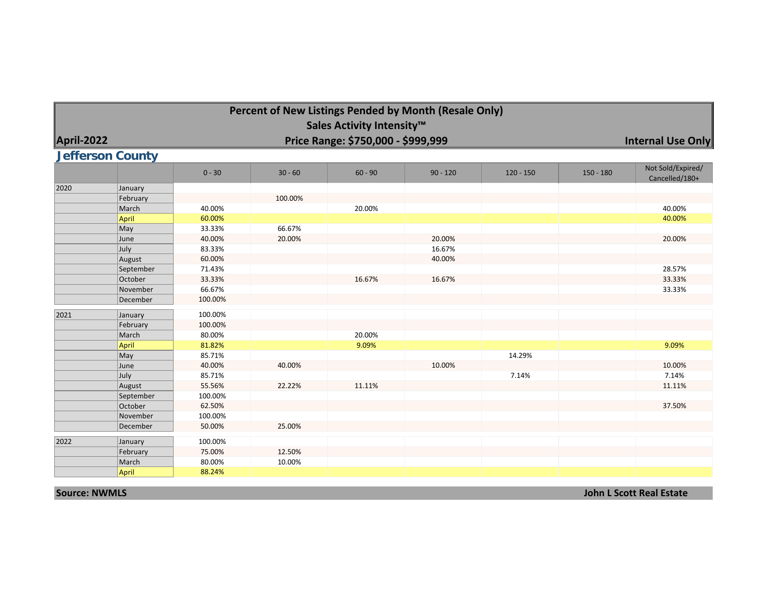# Percent of New Listings Pended by Month (Resale Only)

## Sales Activity Intensity™

**April-2022** — **Price Range: $750,000 - $999,999** — **Internal Use Only**

## Jefferson County

| | | 0 - 30 | 30 - 60 | 60 - 90 | 90 - 120 | 120 - 150 | 150 - 180 | Not Sold/Expired/ Cancelled/180+ |
|---|---|---|---|---|---|---|---|---|
| 2020 | January | | | | | | | |
| | February | | 100.00% | | | | | |
| | March | 40.00% | | 20.00% | | | | 40.00% |
| | April | 60.00% | | | | | | 40.00% |
| | May | 33.33% | 66.67% | | | | | |
| | June | 40.00% | 20.00% | | 20.00% | | | 20.00% |
| | July | 83.33% | | | 16.67% | | | |
| | August | 60.00% | | | 40.00% | | | |
| | September | 71.43% | | | | | | 28.57% |
| | October | 33.33% | | 16.67% | 16.67% | | | 33.33% |
| | November | 66.67% | | | | | | 33.33% |
| | December | 100.00% | | | | | | |
| 2021 | January | 100.00% | | | | | | |
| | February | 100.00% | | | | | | |
| | March | 80.00% | | 20.00% | | | | |
| | April | 81.82% | | 9.09% | | | | 9.09% |
| | May | 85.71% | | | | 14.29% | | |
| | June | 40.00% | 40.00% | | 10.00% | | | 10.00% |
| | July | 85.71% | | | | 7.14% | | 7.14% |
| | August | 55.56% | 22.22% | 11.11% | | | | 11.11% |
| | September | 100.00% | | | | | | |
| | October | 62.50% | | | | | | 37.50% |
| | November | 100.00% | | | | | | |
| | December | 50.00% | 25.00% | | | | | |
| 2022 | January | 100.00% | | | | | | |
| | February | 75.00% | 12.50% | | | | | |
| | March | 80.00% | 10.00% | | | | | |
| | April | 88.24% | | | | | | |

**Source: NWMLS** — **John L Scott Real Estate**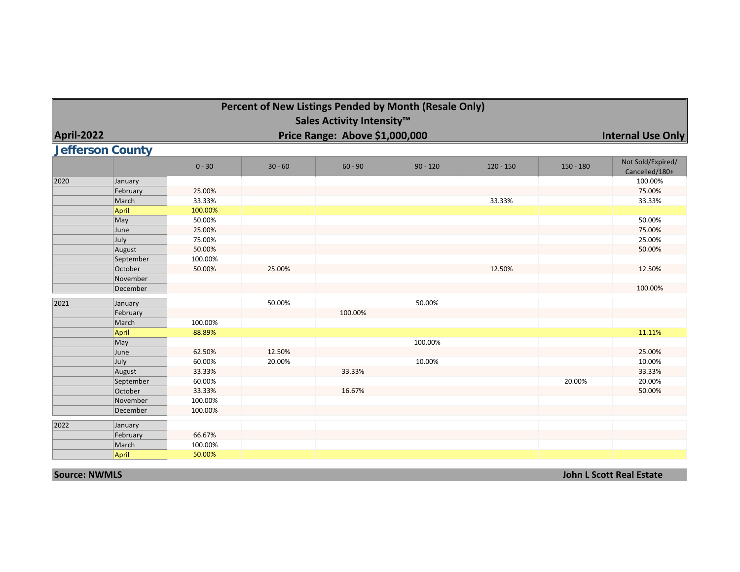# Percent of New Listings Pended by Month (Resale Only)

## Sales Activity Intensity™

**April-2022** | **Price Range: Above $1,000,000** | **Internal Use Only**

## Jefferson County

| | | 0 - 30 | 30 - 60 | 60 - 90 | 90 - 120 | 120 - 150 | 150 - 180 | Not Sold/Expired/ Cancelled/180+ |
|---|---|---|---|---|---|---|---|---|
| 2020 | January | | | | | | | 100.00% |
| | February | 25.00% | | | | | | 75.00% |
| | March | 33.33% | | | | 33.33% | | 33.33% |
| | April | 100.00% | | | | | | |
| | May | 50.00% | | | | | | 50.00% |
| | June | 25.00% | | | | | | 75.00% |
| | July | 75.00% | | | | | | 25.00% |
| | August | 50.00% | | | | | | 50.00% |
| | September | 100.00% | | | | | | |
| | October | 50.00% | 25.00% | | | 12.50% | | 12.50% |
| | November | | | | | | | |
| | December | | | | | | | 100.00% |
| 2021 | January | | 50.00% | | 50.00% | | | |
| | February | | | 100.00% | | | | |
| | March | 100.00% | | | | | | |
| | April | 88.89% | | | | | | 11.11% |
| | May | | | | 100.00% | | | |
| | June | 62.50% | 12.50% | | | | | 25.00% |
| | July | 60.00% | 20.00% | | 10.00% | | | 10.00% |
| | August | 33.33% | | 33.33% | | | | 33.33% |
| | September | 60.00% | | | | | 20.00% | 20.00% |
| | October | 33.33% | | 16.67% | | | | 50.00% |
| | November | 100.00% | | | | | | |
| | December | 100.00% | | | | | | |
| 2022 | January | | | | | | | |
| | February | 66.67% | | | | | | |
| | March | 100.00% | | | | | | |
| | April | 50.00% | | | | | | |

**Source: NWMLS** | **John L Scott Real Estate**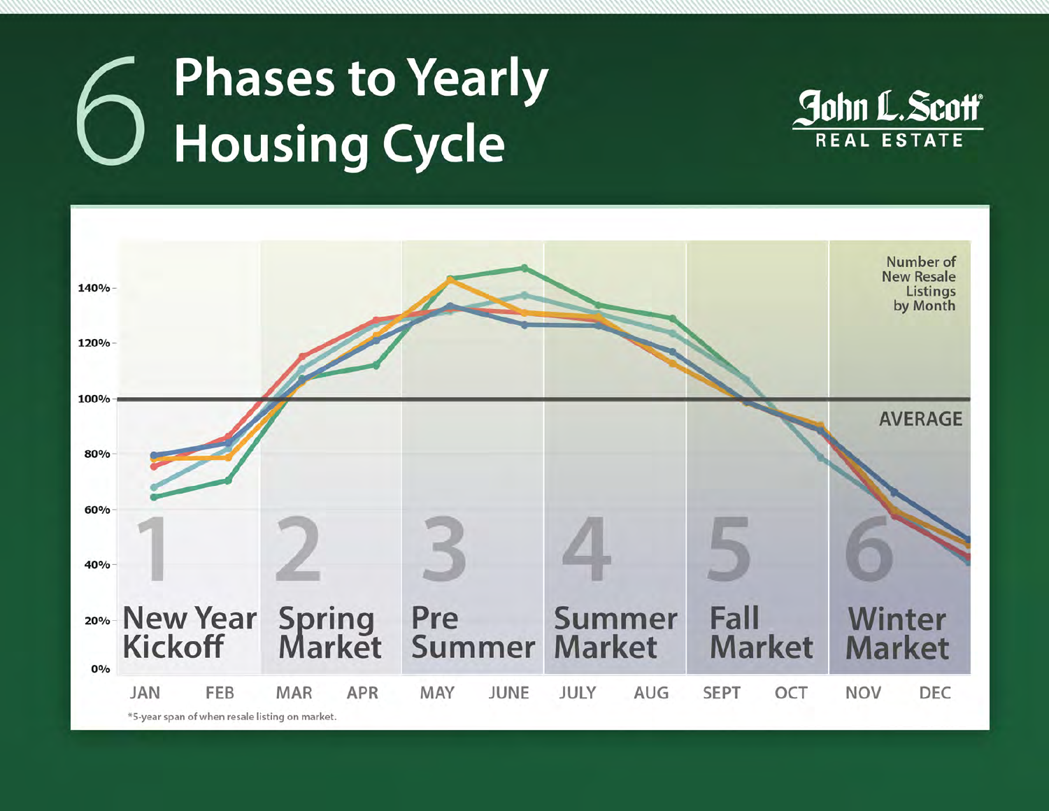# 6 Phases to Yearly Housing Cycle

John L. Scott
REAL ESTATE

Number of New Resale Listings by Month

140%
120%
100%
80%
60%
40%
20%
0%

AVERAGE

1 New Year Kickoff

2 Spring Market

3 Pre Summer

4 Summer Market

5 Fall Market

6 Winter Market

JAN FEB MAR APR MAY JUNE JULY AUG SEPT OCT NOV DEC

*5-year span of when resale listing on market.